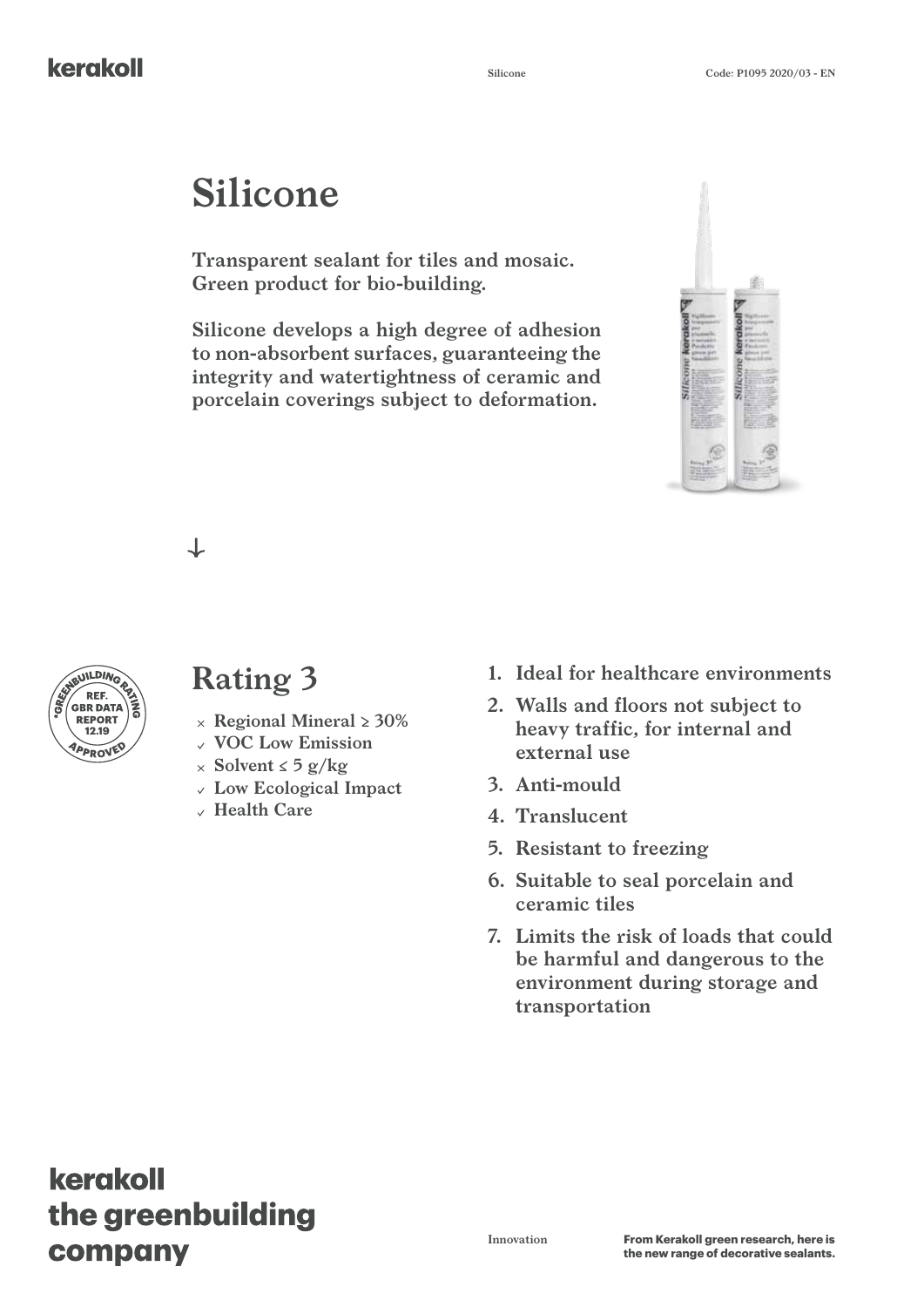# Silicone

**Transparent sealant for tiles and mosaic. Green product for bio-building.**

**Silicone develops a high degree of adhesion to non-absorbent surfaces, guaranteeing the integrity and watertightness of ceramic and porcelain coverings subject to deformation.**

GREENBUILDING RATING
REF. GBR DATA REPORT 12.19
APPROVED

## Rating 3

- × Regional Mineral ≥ 30%
- ✓ VOC Low Emission
- × Solvent ≤ 5 g/kg
- ✓ Low Ecological Impact
- ✓ Health Care

1. **Ideal for healthcare environments**
2. **Walls and floors not subject to heavy traffic, for internal and external use**
3. **Anti-mould**
4. **Translucent**
5. **Resistant to freezing**
6. **Suitable to seal porcelain and ceramic tiles**
7. **Limits the risk of loads that could be harmful and dangerous to the environment during storage and transportation**

**kerakoll the greenbuilding company**

Innovation

**From Kerakoll green research, here is the new range of decorative sealants.**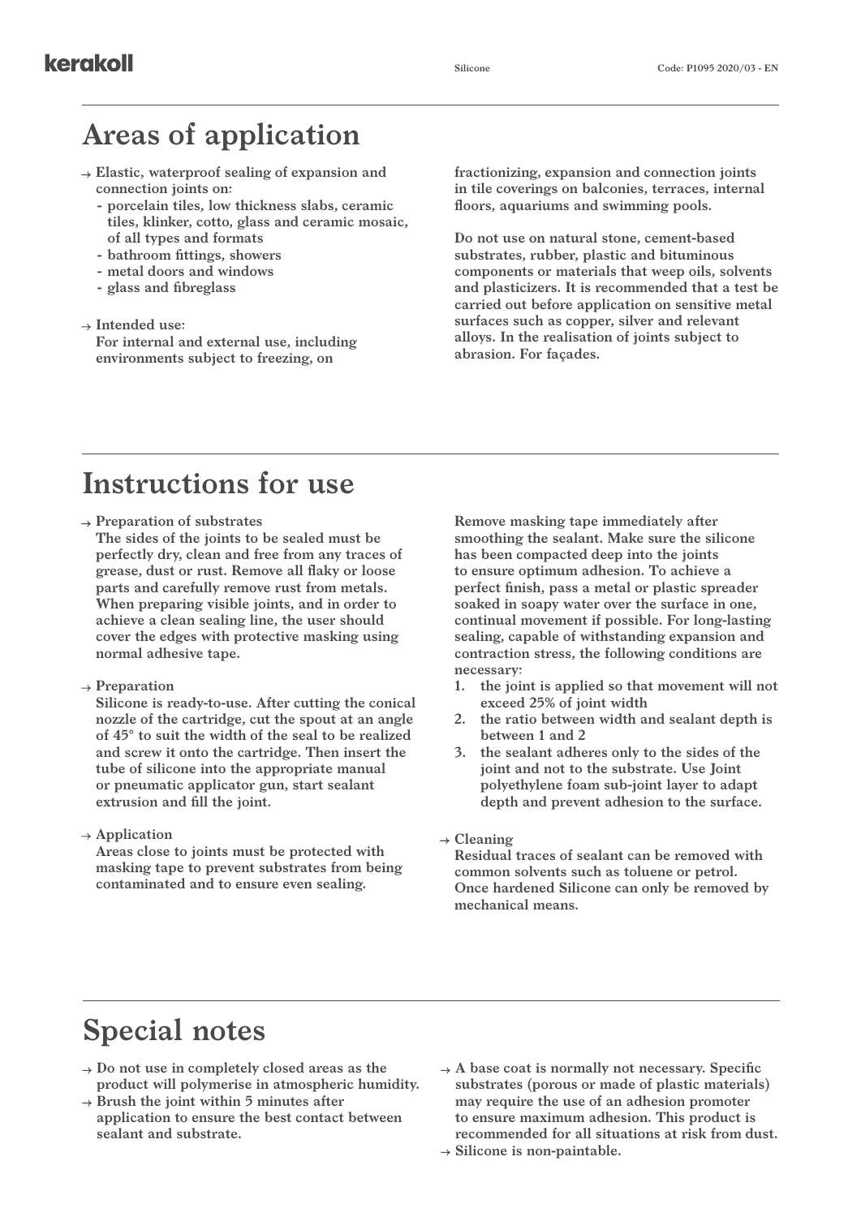# Areas of application

- → Elastic, waterproof sealing of expansion and connection joints on:
  - porcelain tiles, low thickness slabs, ceramic tiles, klinker, cotto, glass and ceramic mosaic, of all types and formats
  - bathroom fittings, showers
  - metal doors and windows
  - glass and fibreglass

- → Intended use:
  For internal and external use, including environments subject to freezing, on fractionizing, expansion and connection joints in tile coverings on balconies, terraces, internal floors, aquariums and swimming pools.

Do not use on natural stone, cement-based substrates, rubber, plastic and bituminous components or materials that weep oils, solvents and plasticizers. It is recommended that a test be carried out before application on sensitive metal surfaces such as copper, silver and relevant alloys. In the realisation of joints subject to abrasion. For façades.

# Instructions for use

- → Preparation of substrates
  The sides of the joints to be sealed must be perfectly dry, clean and free from any traces of grease, dust or rust. Remove all flaky or loose parts and carefully remove rust from metals. When preparing visible joints, and in order to achieve a clean sealing line, the user should cover the edges with protective masking using normal adhesive tape.

- → Preparation
  Silicone is ready-to-use. After cutting the conical nozzle of the cartridge, cut the spout at an angle of 45° to suit the width of the seal to be realized and screw it onto the cartridge. Then insert the tube of silicone into the appropriate manual or pneumatic applicator gun, start sealant extrusion and fill the joint.

- → Application
  Areas close to joints must be protected with masking tape to prevent substrates from being contaminated and to ensure even sealing.
  Remove masking tape immediately after smoothing the sealant. Make sure the silicone has been compacted deep into the joints to ensure optimum adhesion. To achieve a perfect finish, pass a metal or plastic spreader soaked in soapy water over the surface in one, continual movement if possible. For long-lasting sealing, capable of withstanding expansion and contraction stress, the following conditions are necessary:
  1. the joint is applied so that movement will not exceed 25% of joint width
  2. the ratio between width and sealant depth is between 1 and 2
  3. the sealant adheres only to the sides of the joint and not to the substrate. Use Joint polyethylene foam sub-joint layer to adapt depth and prevent adhesion to the surface.

- → Cleaning
  Residual traces of sealant can be removed with common solvents such as toluene or petrol. Once hardened Silicone can only be removed by mechanical means.

# Special notes

- → Do not use in completely closed areas as the product will polymerise in atmospheric humidity.
- → Brush the joint within 5 minutes after application to ensure the best contact between sealant and substrate.
- → A base coat is normally not necessary. Specific substrates (porous or made of plastic materials) may require the use of an adhesion promoter to ensure maximum adhesion. This product is recommended for all situations at risk from dust.
- → Silicone is non-paintable.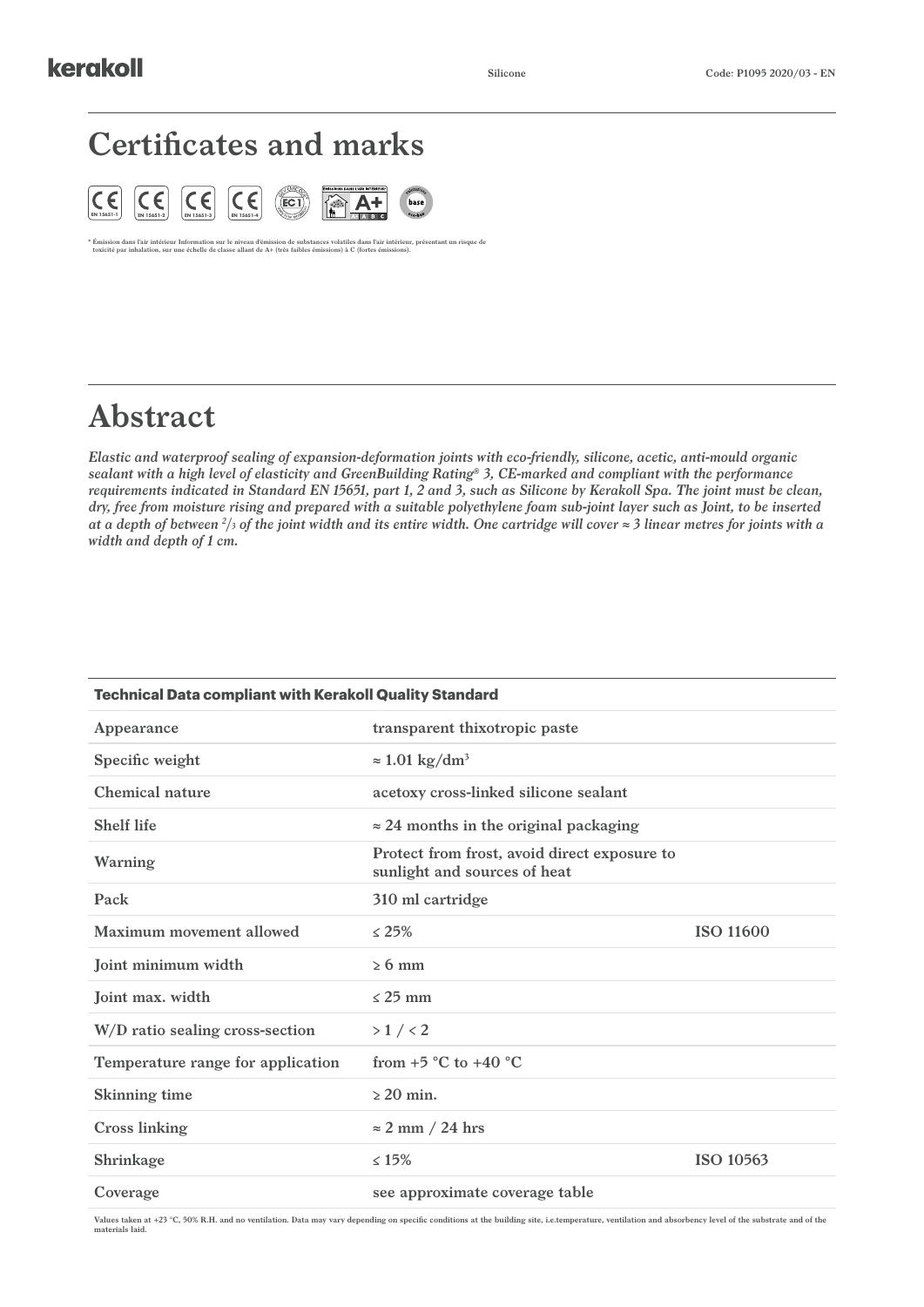# Certificates and marks

\* Émission dans l'air intérieur Information sur le niveau d'émission de substances volatiles dans l'air intérieur, présentant un risque de toxicité par inhalation, sur une échelle de classe allant de A+ (très faibles émissions) à C (fortes émissions).

# Abstract

*Elastic and waterproof sealing of expansion-deformation joints with eco-friendly, silicone, acetic, anti-mould organic sealant with a high level of elasticity and GreenBuilding Rating® 3, CE-marked and compliant with the performance requirements indicated in Standard EN 15651, part 1, 2 and 3, such as Silicone by Kerakoll Spa. The joint must be clean, dry, free from moisture rising and prepared with a suitable polyethylene foam sub-joint layer such as Joint, to be inserted at a depth of between $^{2}/_{3}$ of the joint width and its entire width. One cartridge will cover ≈ 3 linear metres for joints with a width and depth of 1 cm.*

| Technical Data compliant with Kerakoll Quality Standard | | |
|---|---|---|
| Appearance | transparent thixotropic paste | |
| Specific weight | ≈ 1.01 kg/dm$^3$ | |
| Chemical nature | acetoxy cross-linked silicone sealant | |
| Shelf life | ≈ 24 months in the original packaging | |
| Warning | Protect from frost, avoid direct exposure to sunlight and sources of heat | |
| Pack | 310 ml cartridge | |
| Maximum movement allowed | ≤ 25% | ISO 11600 |
| Joint minimum width | ≥ 6 mm | |
| Joint max. width | ≤ 25 mm | |
| W/D ratio sealing cross-section | > 1 / < 2 | |
| Temperature range for application | from +5 °C to +40 °C | |
| Skinning time | ≥ 20 min. | |
| Cross linking | ≈ 2 mm / 24 hrs | |
| Shrinkage | ≤ 15% | ISO 10563 |
| Coverage | see approximate coverage table | |

Values taken at +23 °C, 50% R.H. and no ventilation. Data may vary depending on specific conditions at the building site, i.e.temperature, ventilation and absorbency level of the substrate and of the materials laid.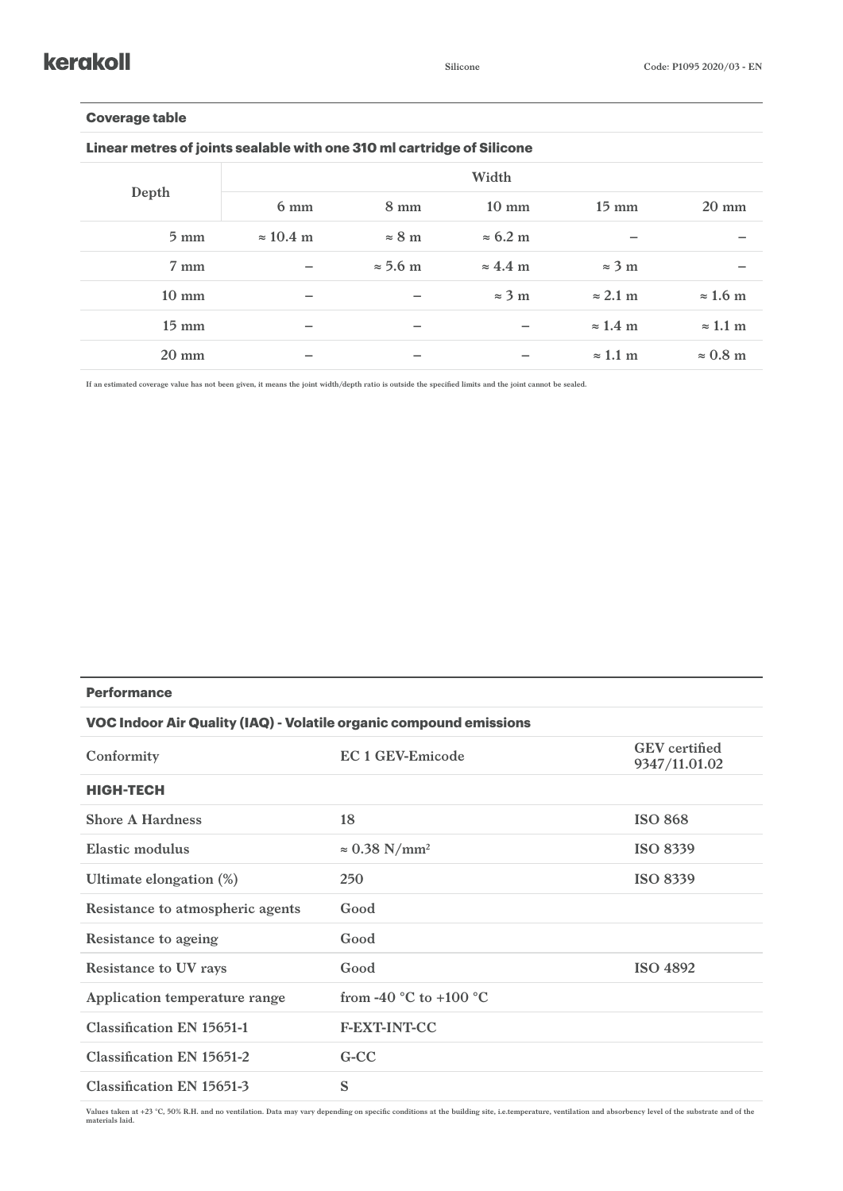## Coverage table

### Linear metres of joints sealable with one 310 ml cartridge of Silicone

| Depth | Width | | | | |
|---|---|---|---|---|---|
| | 6 mm | 8 mm | 10 mm | 15 mm | 20 mm |
| 5 mm | ≈ 10.4 m | ≈ 8 m | ≈ 6.2 m | – | – |
| 7 mm | – | ≈ 5.6 m | ≈ 4.4 m | ≈ 3 m | – |
| 10 mm | – | – | ≈ 3 m | ≈ 2.1 m | ≈ 1.6 m |
| 15 mm | – | – | – | ≈ 1.4 m | ≈ 1.1 m |
| 20 mm | – | – | – | ≈ 1.1 m | ≈ 0.8 m |

If an estimated coverage value has not been given, it means the joint width/depth ratio is outside the specified limits and the joint cannot be sealed.

## Performance

### VOC Indoor Air Quality (IAQ) - Volatile organic compound emissions

| | | |
|---|---|---|
| Conformity | EC 1 GEV-Emicode | GEV certified 9347/11.01.02 |
| **HIGH-TECH** | | |
| Shore A Hardness | 18 | ISO 868 |
| Elastic modulus | ≈ 0.38 N/mm² | ISO 8339 |
| Ultimate elongation (%) | 250 | ISO 8339 |
| Resistance to atmospheric agents | Good | |
| Resistance to ageing | Good | |
| Resistance to UV rays | Good | ISO 4892 |
| Application temperature range | from -40 °C to +100 °C | |
| Classification EN 15651-1 | F-EXT-INT-CC | |
| Classification EN 15651-2 | G-CC | |
| Classification EN 15651-3 | S | |

Values taken at +23 °C, 50% R.H. and no ventilation. Data may vary depending on specific conditions at the building site, i.e.temperature, ventilation and absorbency level of the substrate and of the materials laid.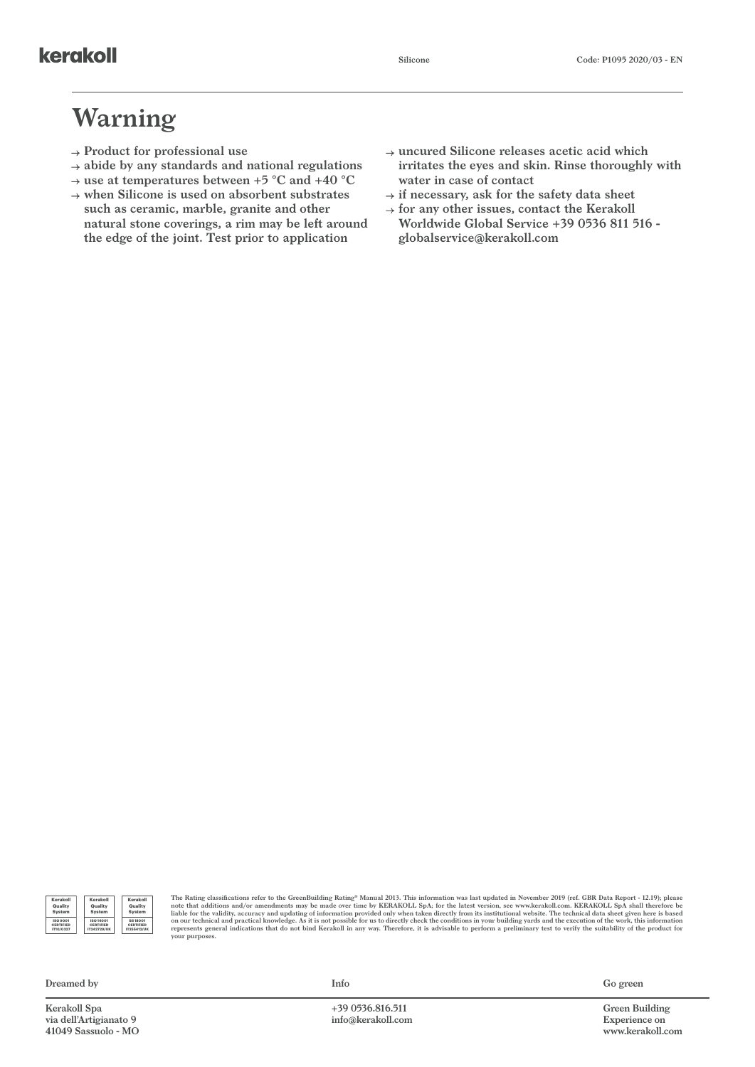# Warning

- → Product for professional use
- → abide by any standards and national regulations
- → use at temperatures between +5 °C and +40 °C
- → when Silicone is used on absorbent substrates such as ceramic, marble, granite and other natural stone coverings, a rim may be left around the edge of the joint. Test prior to application
- → uncured Silicone releases acetic acid which irritates the eyes and skin. Rinse thoroughly with water in case of contact
- → if necessary, ask for the safety data sheet
- → for any other issues, contact the Kerakoll Worldwide Global Service +39 0536 811 516 - globalservice@kerakoll.com

Kerakoll Quality System ISO 9001 CERTIFIED IT10/0327

Kerakoll Quality System ISO 14001 CERTIFIED IT342729/UK

Kerakoll Quality System BS 18001 CERTIFIED IT355413/UK

The Rating classifications refer to the GreenBuilding Rating® Manual 2013. This information was last updated in November 2019 (ref. GBR Data Report - 12.19); please note that additions and/or amendments may be made over time by KERAKOLL SpA; for the latest version, see www.kerakoll.com. KERAKOLL SpA shall therefore be liable for the validity, accuracy and updating of information provided only when taken directly from its institutional website. The technical data sheet given here is based on our technical and practical knowledge. As it is not possible for us to directly check the conditions in your building yards and the execution of the work, this information represents general indications that do not bind Kerakoll in any way. Therefore, it is advisable to perform a preliminary test to verify the suitability of the product for your purposes.

| Dreamed by | Info | Go green |
|---|---|---|
| Kerakoll Spa<br>via dell'Artigianato 9<br>41049 Sassuolo - MO | +39 0536.816.511<br>info@kerakoll.com | Green Building<br>Experience on<br>www.kerakoll.com |